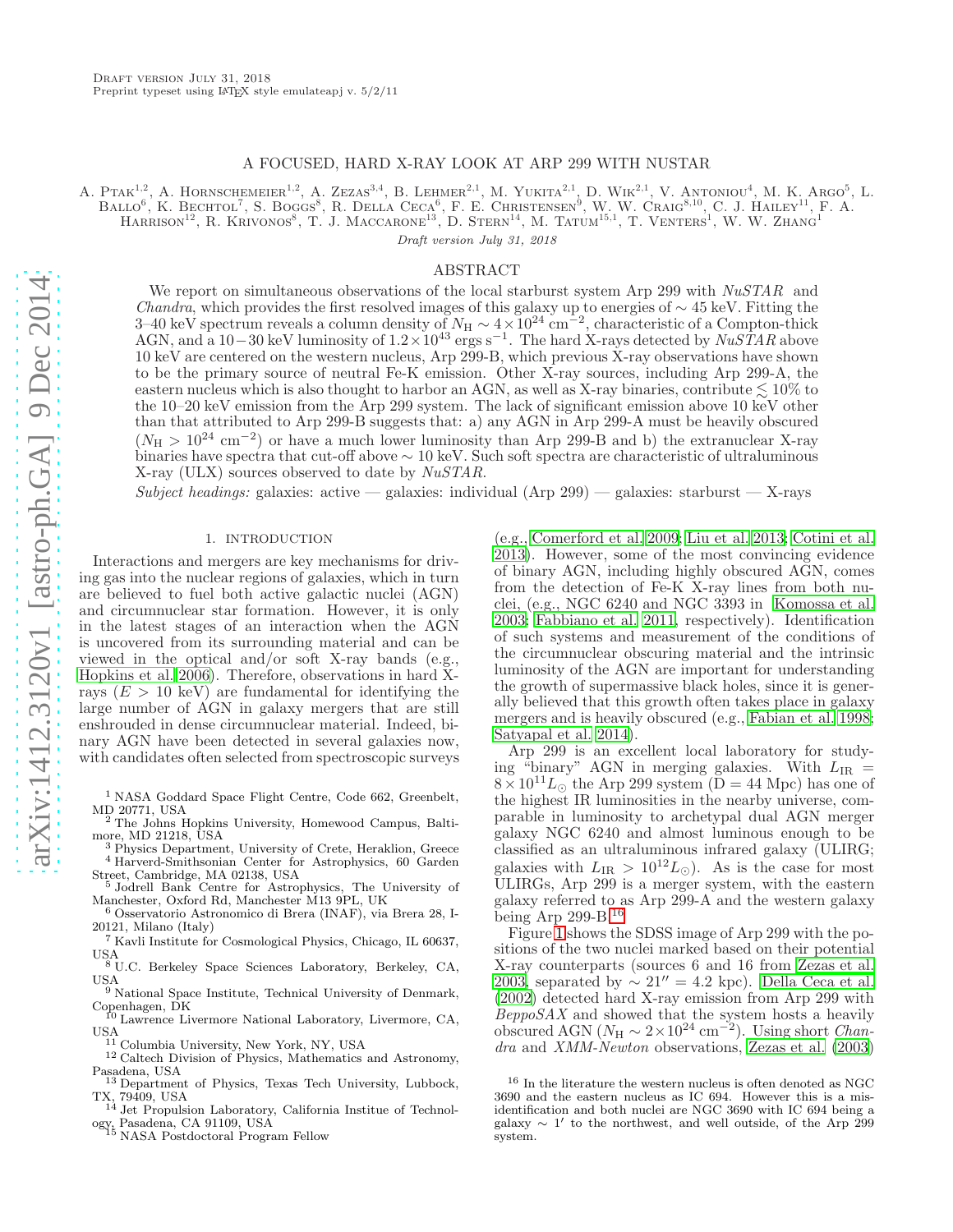Draft version July 31, 2018
Preprint typeset using LaTeX style emulateapj v. 5/2/11

# A FOCUSED, HARD X-RAY LOOK AT ARP 299 WITH NUSTAR

A. Ptak[1,2], A. Hornschemeier[1,2], A. Zezas[3,4], B. Lehmer[2,1], M. Yukita[2,1], D. Wik[2,1], V. Antoniou[4], M. K. Argo[5], L. Ballo[6], K. Bechtol[7], S. Boggs[8], R. Della Ceca[6], F. E. Christensen[9], W. W. Craig[8,10], C. J. Hailey[11], F. A. Harrison[12], R. Krivonos[8], T. J. Maccarone[13], D. Stern[14], M. Tatum[15,1], T. Venters[1], W. W. Zhang[1]

*Draft version July 31, 2018*

## ABSTRACT

We report on simultaneous observations of the local starburst system Arp 299 with *NuSTAR* and *Chandra*, which provides the first resolved images of this galaxy up to energies of $\sim 45$ keV. Fitting the 3–40 keV spectrum reveals a column density of $N_{\rm H} \sim 4 \times 10^{24}$ cm$^{-2}$, characteristic of a Compton-thick AGN, and a $10-30$ keV luminosity of $1.2 \times 10^{43}$ ergs s$^{-1}$. The hard X-rays detected by *NuSTAR* above 10 keV are centered on the western nucleus, Arp 299-B, which previous X-ray observations have shown to be the primary source of neutral Fe-K emission. Other X-ray sources, including Arp 299-A, the eastern nucleus which is also thought to harbor an AGN, as well as X-ray binaries, contribute $\lesssim 10\%$ to the 10–20 keV emission from the Arp 299 system. The lack of significant emission above 10 keV other than that attributed to Arp 299-B suggests that: a) any AGN in Arp 299-A must be heavily obscured ($N_{\rm H} > 10^{24}$ cm$^{-2}$) or have a much lower luminosity than Arp 299-B and b) the extranuclear X-ray binaries have spectra that cut-off above $\sim 10$ keV. Such soft spectra are characteristic of ultraluminous X-ray (ULX) sources observed to date by *NuSTAR*.

*Subject headings:* galaxies: active — galaxies: individual (Arp 299) — galaxies: starburst — X-rays

## 1. INTRODUCTION

Interactions and mergers are key mechanisms for driving gas into the nuclear regions of galaxies, which in turn are believed to fuel both active galactic nuclei (AGN) and circumnuclear star formation. However, it is only in the latest stages of an interaction when the AGN is uncovered from its surrounding material and can be viewed in the optical and/or soft X-ray bands (e.g., Hopkins et al. 2006). Therefore, observations in hard X-rays ($E > 10$ keV) are fundamental for identifying the large number of AGN in galaxy mergers that are still enshrouded in dense circumnuclear material. Indeed, binary AGN have been detected in several galaxies now, with candidates often selected from spectroscopic surveys (e.g., Comerford et al. 2009; Liu et al. 2013; Cotini et al. 2013). However, some of the most convincing evidence of binary AGN, including highly obscured AGN, comes from the detection of Fe-K X-ray lines from both nuclei, (e.g., NGC 6240 and NGC 3393 in Komossa et al. 2003; Fabbiano et al. 2011, respectively). Identification of such systems and measurement of the conditions of the circumnuclear obscuring material and the intrinsic luminosity of the AGN are important for understanding the growth of supermassive black holes, since it is generally believed that this growth often takes place in galaxy mergers and is heavily obscured (e.g., Fabian et al. 1998; Satyapal et al. 2014).

Arp 299 is an excellent local laboratory for studying "binary" AGN in merging galaxies. With $L_{\rm IR} = 8 \times 10^{11} L_\odot$ the Arp 299 system (D = 44 Mpc) has one of the highest IR luminosities in the nearby universe, comparable in luminosity to archetypal dual AGN merger galaxy NGC 6240 and almost luminous enough to be classified as an ultraluminous infrared galaxy (ULIRG; galaxies with $L_{\rm IR} > 10^{12} L_\odot$). As is the case for most ULIRGs, Arp 299 is a merger system, with the eastern galaxy referred to as Arp 299-A and the western galaxy being Arp 299-B.[16]

Figure 1 shows the SDSS image of Arp 299 with the positions of the two nuclei marked based on their potential X-ray counterparts (sources 6 and 16 from Zezas et al. 2003, separated by $\sim 21'' = 4.2$ kpc). Della Ceca et al. (2002) detected hard X-ray emission from Arp 299 with *BeppoSAX* and showed that the system hosts a heavily obscured AGN ($N_{\rm H} \sim 2 \times 10^{24}$ cm$^{-2}$). Using short *Chandra* and *XMM-Newton* observations, Zezas et al. (2003)

---

[1] NASA Goddard Space Flight Centre, Code 662, Greenbelt, MD 20771, USA
[2] The Johns Hopkins University, Homewood Campus, Baltimore, MD 21218, USA
[3] Physics Department, University of Crete, Heraklion, Greece
[4] Harverd-Smithsonian Center for Astrophysics, 60 Garden Street, Cambridge, MA 02138, USA
[5] Jodrell Bank Centre for Astrophysics, The University of Manchester, Oxford Rd, Manchester M13 9PL, UK
[6] Osservatorio Astronomico di Brera (INAF), via Brera 28, I-20121, Milano (Italy)
[7] Kavli Institute for Cosmological Physics, Chicago, IL 60637, USA
[8] U.C. Berkeley Space Sciences Laboratory, Berkeley, CA, USA
[9] National Space Institute, Technical University of Denmark, Copenhagen, DK
[10] Lawrence Livermore National Laboratory, Livermore, CA, USA
[11] Columbia University, New York, NY, USA
[12] Caltech Division of Physics, Mathematics and Astronomy, Pasadena, USA
[13] Department of Physics, Texas Tech University, Lubbock, TX, 79409, USA
[14] Jet Propulsion Laboratory, California Institue of Technology, Pasadena, CA 91109, USA
[15] NASA Postdoctoral Program Fellow
[16] In the literature the western nucleus is often denoted as NGC 3690 and the eastern nucleus as IC 694. However this is a misidentification and both nuclei are NGC 3690 with IC 694 being a galaxy $\sim 1'$ to the northwest, and well outside, of the Arp 299 system.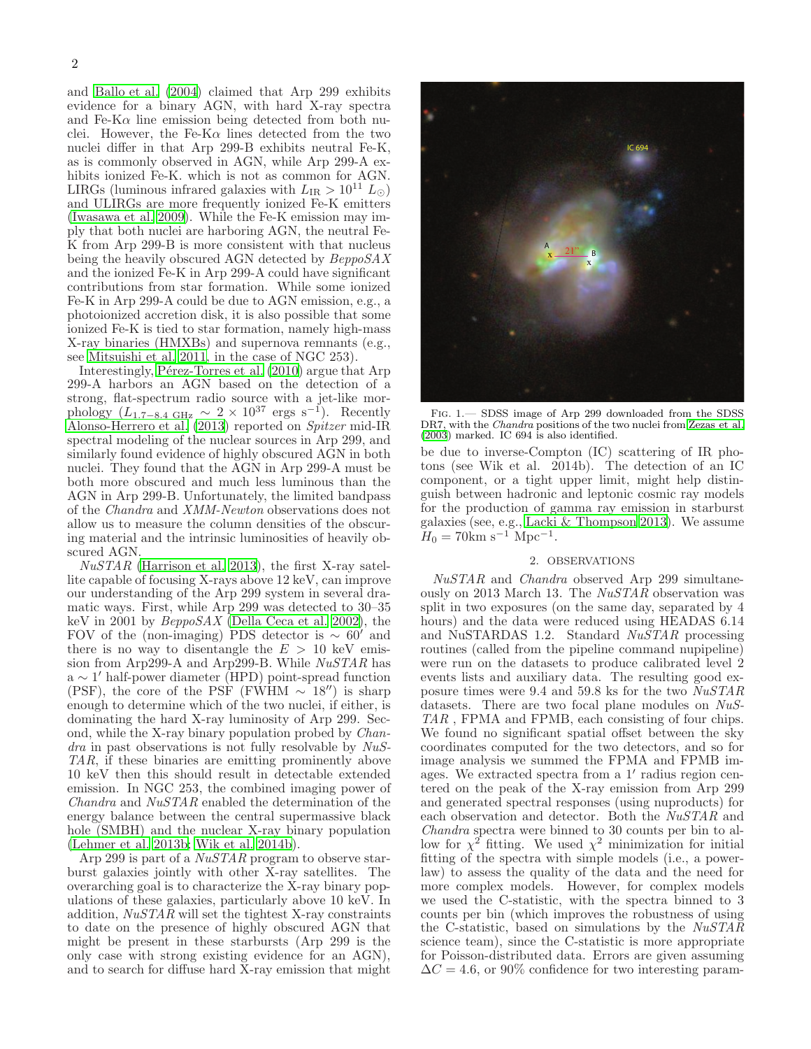and Ballo et al. (2004) claimed that Arp 299 exhibits evidence for a binary AGN, with hard X-ray spectra and Fe-K$\alpha$ line emission being detected from both nuclei. However, the Fe-K$\alpha$ lines detected from the two nuclei differ in that Arp 299-B exhibits neutral Fe-K, as is commonly observed in AGN, while Arp 299-A exhibits ionized Fe-K. which is not as common for AGN. LIRGs (luminous infrared galaxies with $L_{\rm IR} > 10^{11}\ L_{\odot}$) and ULIRGs are more frequently ionized Fe-K emitters (Iwasawa et al. 2009). While the Fe-K emission may imply that both nuclei are harboring AGN, the neutral Fe-K from Arp 299-B is more consistent with that nucleus being the heavily obscured AGN detected by *BeppoSAX* and the ionized Fe-K in Arp 299-A could have significant contributions from star formation. While some ionized Fe-K in Arp 299-A could be due to AGN emission, e.g., a photoionized accretion disk, it is also possible that some ionized Fe-K is tied to star formation, namely high-mass X-ray binaries (HMXBs) and supernova remnants (e.g., see Mitsuishi et al. 2011, in the case of NGC 253).

Interestingly, Pérez-Torres et al. (2010) argue that Arp 299-A harbors an AGN based on the detection of a strong, flat-spectrum radio source with a jet-like morphology ($L_{1.7\text{–}8.4\ \rm GHz} \sim 2 \times 10^{37}$ ergs s$^{-1}$). Recently Alonso-Herrero et al. (2013) reported on *Spitzer* mid-IR spectral modeling of the nuclear sources in Arp 299, and similarly found evidence of highly obscured AGN in both nuclei. They found that the AGN in Arp 299-A must be both more obscured and much less luminous than the AGN in Arp 299-B. Unfortunately, the limited bandpass of the *Chandra* and *XMM-Newton* observations does not allow us to measure the column densities of the obscuring material and the intrinsic luminosities of heavily obscured AGN.

*NuSTAR* (Harrison et al. 2013), the first X-ray satellite capable of focusing X-rays above 12 keV, can improve our understanding of the Arp 299 system in several dramatic ways. First, while Arp 299 was detected to 30–35 keV in 2001 by *BeppoSAX* (Della Ceca et al. 2002), the FOV of the (non-imaging) PDS detector is $\sim 60'$ and there is no way to disentangle the $E > 10$ keV emission from Arp299-A and Arp299-B. While *NuSTAR* has a $\sim 1'$ half-power diameter (HPD) point-spread function (PSF), the core of the PSF (FWHM $\sim 18''$) is sharp enough to determine which of the two nuclei, if either, is dominating the hard X-ray luminosity of Arp 299. Second, while the X-ray binary population probed by *Chandra* in past observations is not fully resolvable by *NuSTAR*, if these binaries are emitting prominently above 10 keV then this should result in detectable extended emission. In NGC 253, the combined imaging power of *Chandra* and *NuSTAR* enabled the determination of the energy balance between the central supermassive black hole (SMBH) and the nuclear X-ray binary population (Lehmer et al. 2013b; Wik et al. 2014b).

Arp 299 is part of a *NuSTAR* program to observe starburst galaxies jointly with other X-ray satellites. The overarching goal is to characterize the X-ray binary populations of these galaxies, particularly above 10 keV. In addition, *NuSTAR* will set the tightest X-ray constraints to date on the presence of highly obscured AGN that might be present in these starbursts (Arp 299 is the only case with strong existing evidence for an AGN), and to search for diffuse hard X-ray emission that might be due to inverse-Compton (IC) scattering of IR photons (see Wik et al. 2014b). The detection of an IC component, or a tight upper limit, might help distinguish between hadronic and leptonic cosmic ray models for the production of gamma ray emission in starburst galaxies (see, e.g., Lacki & Thompson 2013). We assume $H_0 = 70$km s$^{-1}$ Mpc$^{-1}$.

Fig. 1.— SDSS image of Arp 299 downloaded from the SDSS DR7, with the *Chandra* positions of the two nuclei from Zezas et al. (2003) marked. IC 694 is also identified.

## 2. OBSERVATIONS

*NuSTAR* and *Chandra* observed Arp 299 simultaneously on 2013 March 13. The *NuSTAR* observation was split in two exposures (on the same day, separated by 4 hours) and the data were reduced using HEADAS 6.14 and NuSTARDAS 1.2. Standard *NuSTAR* processing routines (called from the pipeline command nupipeline) were run on the datasets to produce calibrated level 2 events lists and auxiliary data. The resulting good exposure times were 9.4 and 59.8 ks for the two *NuSTAR* datasets. There are two focal plane modules on *NuSTAR* , FPMA and FPMB, each consisting of four chips. We found no significant spatial offset between the sky coordinates computed for the two detectors, and so for image analysis we summed the FPMA and FPMB images. We extracted spectra from a $1'$ radius region centered on the peak of the X-ray emission from Arp 299 and generated spectral responses (using nuproducts) for each observation and detector. Both the *NuSTAR* and *Chandra* spectra were binned to 30 counts per bin to allow for $\chi^2$ fitting. We used $\chi^2$ minimization for initial fitting of the spectra with simple models (i.e., a power-law) to assess the quality of the data and the need for more complex models. However, for complex models we used the C-statistic, with the spectra binned to 3 counts per bin (which improves the robustness of using the C-statistic, based on simulations by the *NuSTAR* science team), since the C-statistic is more appropriate for Poisson-distributed data. Errors are given assuming $\Delta C = 4.6$, or 90% confidence for two interesting param-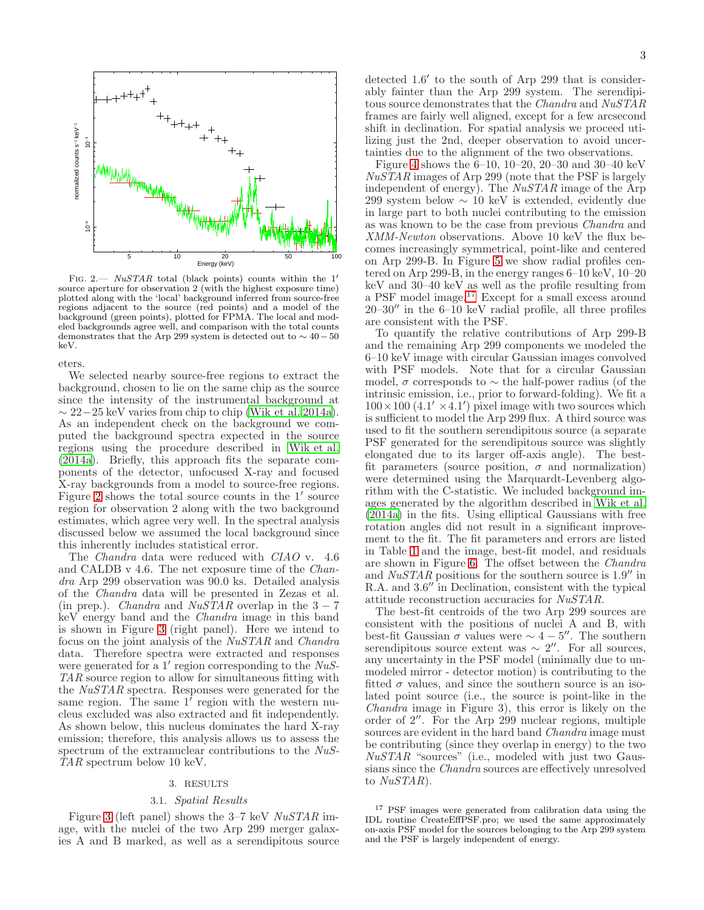FIG. 2.— *NuSTAR* total (black points) counts within the 1′ source aperture for observation 2 (with the highest exposure time) plotted along with the 'local' background inferred from source-free regions adjacent to the source (red points) and a model of the background (green points), plotted for FPMA. The local and modeled backgrounds agree well, and comparison with the total counts demonstrates that the Arp 299 system is detected out to $\sim 40-50$ keV.

eters.

We selected nearby source-free regions to extract the background, chosen to lie on the same chip as the source since the intensity of the instrumental background at $\sim 22-25$ keV varies from chip to chip (Wik et al. 2014a). As an independent check on the background we computed the background spectra expected in the source regions using the procedure described in Wik et al. (2014a). Briefly, this approach fits the separate components of the detector, unfocused X-ray and focused X-ray backgrounds from a model to source-free regions. Figure 2 shows the total source counts in the 1′ source region for observation 2 along with the two background estimates, which agree very well. In the spectral analysis discussed below we assumed the local background since this inherently includes statistical error.

The *Chandra* data were reduced with *CIAO* v. 4.6 and CALDB v 4.6. The net exposure time of the *Chandra* Arp 299 observation was 90.0 ks. Detailed analysis of the *Chandra* data will be presented in Zezas et al. (in prep.). *Chandra* and *NuSTAR* overlap in the $3-7$ keV energy band and the *Chandra* image in this band is shown in Figure 3 (right panel). Here we intend to focus on the joint analysis of the *NuSTAR* and *Chandra* data. Therefore spectra were extracted and responses were generated for a 1′ region corresponding to the *NuSTAR* source region to allow for simultaneous fitting with the *NuSTAR* spectra. Responses were generated for the same region. The same 1′ region with the western nucleus excluded was also extracted and fit independently. As shown below, this nucleus dominates the hard X-ray emission; therefore, this analysis allows us to assess the spectrum of the extranuclear contributions to the *NuSTAR* spectrum below 10 keV.

## 3. RESULTS

### 3.1. *Spatial Results*

Figure 3 (left panel) shows the 3–7 keV *NuSTAR* image, with the nuclei of the two Arp 299 merger galaxies A and B marked, as well as a serendipitous source detected 1.6′ to the south of Arp 299 that is considerably fainter than the Arp 299 system. The serendipitous source demonstrates that the *Chandra* and *NuSTAR* frames are fairly well aligned, except for a few arcsecond shift in declination. For spatial analysis we proceed utilizing just the 2nd, deeper observation to avoid uncertainties due to the alignment of the two observations.

Figure 4 shows the 6–10, 10–20, 20–30 and 30–40 keV *NuSTAR* images of Arp 299 (note that the PSF is largely independent of energy). The *NuSTAR* image of the Arp 299 system below $\sim 10$ keV is extended, evidently due in large part to both nuclei contributing to the emission as was known to be the case from previous *Chandra* and *XMM-Newton* observations. Above 10 keV the flux becomes increasingly symmetrical, point-like and centered on Arp 299-B. In Figure 5 we show radial profiles centered on Arp 299-B, in the energy ranges 6–10 keV, 10–20 keV and 30–40 keV as well as the profile resulting from a PSF model image.[17] Except for a small excess around 20–30″ in the 6–10 keV radial profile, all three profiles are consistent with the PSF.

To quantify the relative contributions of Arp 299-B and the remaining Arp 299 components we modeled the 6–10 keV image with circular Gaussian images convolved with PSF models. Note that for a circular Gaussian model, $\sigma$ corresponds to $\sim$ the half-power radius (of the intrinsic emission, i.e., prior to forward-folding). We fit a $100 \times 100$ ($4.1' \times 4.1'$) pixel image with two sources which is sufficient to model the Arp 299 flux. A third source was used to fit the southern serendipitous source (a separate PSF generated for the serendipitous source was slightly elongated due to its larger off-axis angle). The best-fit parameters (source position, $\sigma$ and normalization) were determined using the Marquardt-Levenberg algorithm with the C-statistic. We included background images generated by the algorithm described in Wik et al. (2014a) in the fits. Using elliptical Gaussians with free rotation angles did not result in a significant improvement to the fit. The fit parameters and errors are listed in Table 1 and the image, best-fit model, and residuals are shown in Figure 6. The offset between the *Chandra* and *NuSTAR* positions for the southern source is 1.9″ in R.A. and 3.6″ in Declination, consistent with the typical attitude reconstruction accuracies for *NuSTAR*.

The best-fit centroids of the two Arp 299 sources are consistent with the positions of nuclei A and B, with best-fit Gaussian $\sigma$ values were $\sim 4-5''$. The southern serendipitous source extent was $\sim 2''$. For all sources, any uncertainty in the PSF model (minimally due to unmodeled mirror - detector motion) is contributing to the fitted $\sigma$ values, and since the southern source is an isolated point source (i.e., the source is point-like in the *Chandra* image in Figure 3), this error is likely on the order of 2″. For the Arp 299 nuclear regions, multiple sources are evident in the hard band *Chandra* image must be contributing (since they overlap in energy) to the two *NuSTAR* "sources" (i.e., modeled with just two Gaussians since the *Chandra* sources are effectively unresolved to *NuSTAR*).

[17] PSF images were generated from calibration data using the IDL routine CreateEffPSF.pro; we used the same approximately on-axis PSF model for the sources belonging to the Arp 299 system and the PSF is largely independent of energy.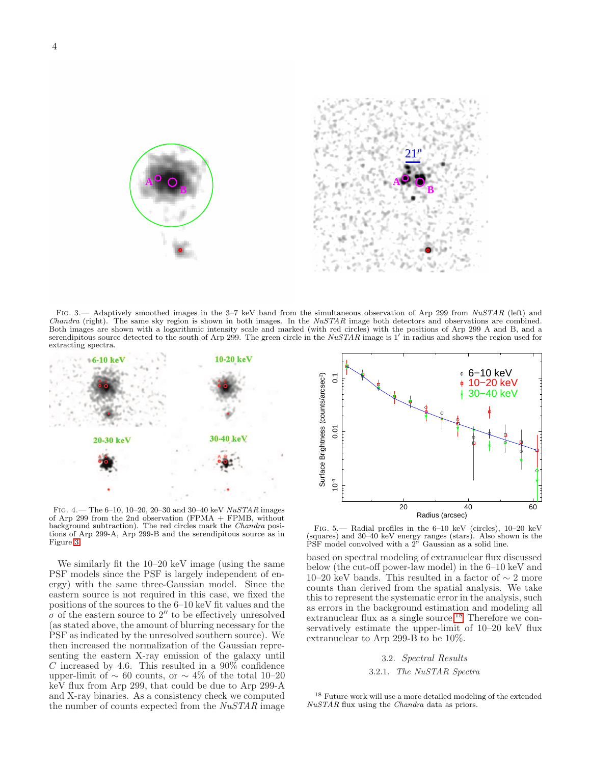Fig. 3.— Adaptively smoothed images in the 3–7 keV band from the simultaneous observation of Arp 299 from *NuSTAR* (left) and *Chandra* (right). The same sky region is shown in both images. In the *NuSTAR* image both detectors and observations are combined. Both images are shown with a logarithmic intensity scale and marked (with red circles) with the positions of Arp 299 A and B, and a serendipitous source detected to the south of Arp 299. The green circle in the *NuSTAR* image is 1′ in radius and shows the region used for extracting spectra.

Fig. 4.— The 6–10, 10–20, 20–30 and 30–40 keV *NuSTAR* images of Arp 299 from the 2nd observation (FPMA + FPMB, without background subtraction). The red circles mark the *Chandra* positions of Arp 299-A, Arp 299-B and the serendipitous source as in Figure 3.

Fig. 5.— Radial profiles in the 6–10 keV (circles), 10–20 keV (squares) and 30–40 keV energy ranges (stars). Also shown is the PSF model convolved with a 2″ Gaussian as a solid line.

We similarly fit the 10–20 keV image (using the same PSF models since the PSF is largely independent of energy) with the same three-Gaussian model. Since the eastern source is not required in this case, we fixed the positions of the sources to the 6–10 keV fit values and the $\sigma$ of the eastern source to 2″ to be effectively unresolved (as stated above, the amount of blurring necessary for the PSF as indicated by the unresolved southern source). We then increased the normalization of the Gaussian representing the eastern X-ray emission of the galaxy until $C$ increased by 4.6. This resulted in a 90% confidence upper-limit of $\sim 60$ counts, or $\sim 4$% of the total 10–20 keV flux from Arp 299, that could be due to Arp 299-A and X-ray binaries. As a consistency check we computed the number of counts expected from the *NuSTAR* image based on spectral modeling of extranuclear flux discussed below (the cut-off power-law model) in the 6–10 keV and 10–20 keV bands. This resulted in a factor of $\sim 2$ more counts than derived from the spatial analysis. We take this to represent the systematic error in the analysis, such as errors in the background estimation and modeling all extranuclear flux as a single source.[18] Therefore we conservatively estimate the upper-limit of 10–20 keV flux extranuclear to Arp 299-B to be 10%.

### 3.2. *Spectral Results*

#### 3.2.1. *The NuSTAR Spectra*

[18] Future work will use a more detailed modeling of the extended *NuSTAR* flux using the *Chandra* data as priors.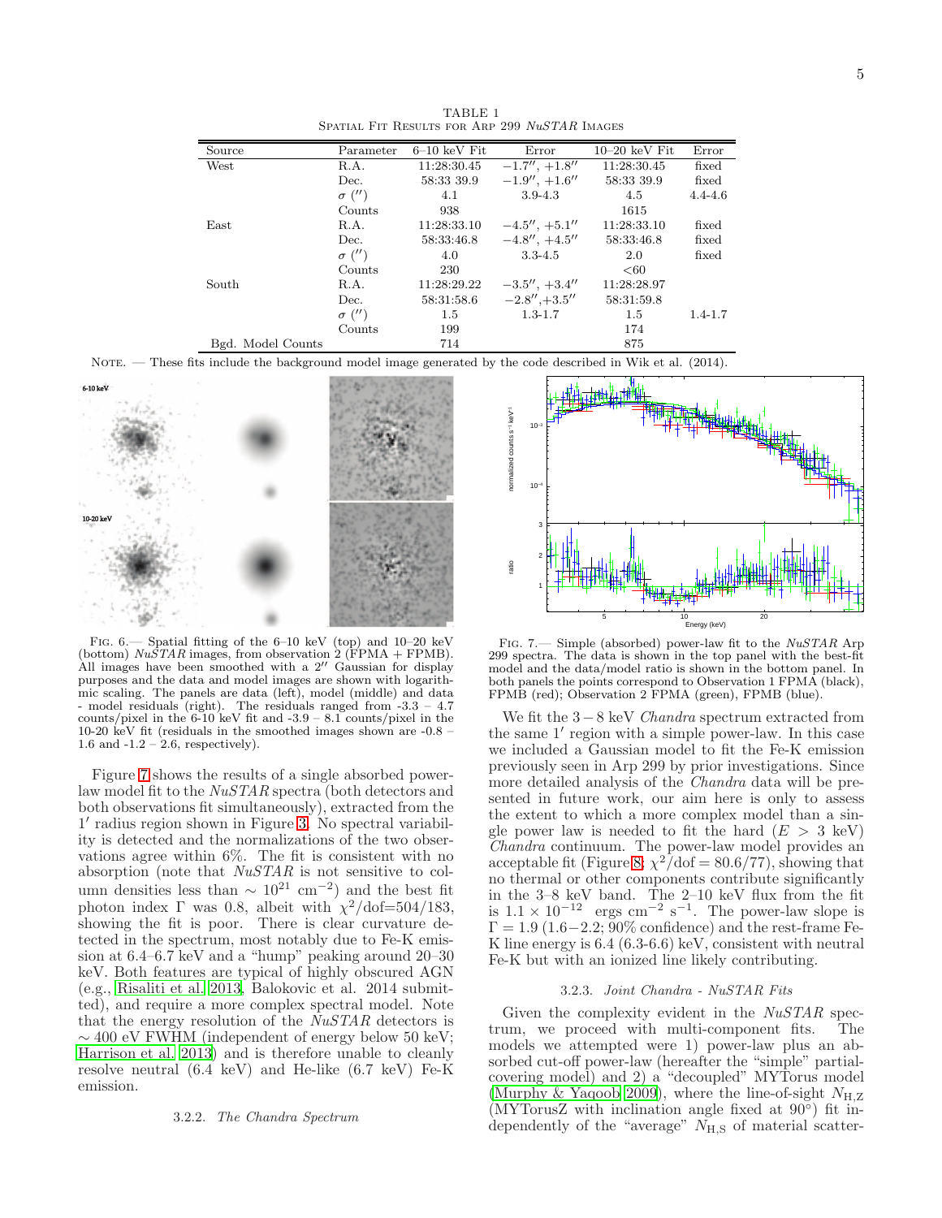TABLE 1
Spatial Fit Results for Arp 299 *NuSTAR* Images

| Source | Parameter | 6–10 keV Fit | Error | 10–20 keV Fit | Error |
|---|---|---|---|---|---|
| West | R.A. | 11:28:30.45 | $-1.7''$, $+1.8''$ | 11:28:30.45 | fixed |
| | Dec. | 58:33 39.9 | $-1.9''$, $+1.6''$ | 58:33 39.9 | fixed |
| | $\sigma$ ($''$) | 4.1 | 3.9-4.3 | 4.5 | 4.4-4.6 |
| | Counts | 938 | | 1615 | |
| East | R.A. | 11:28:33.10 | $-4.5''$, $+5.1''$ | 11:28:33.10 | fixed |
| | Dec. | 58:33:46.8 | $-4.8''$, $+4.5''$ | 58:33:46.8 | fixed |
| | $\sigma$ ($''$) | 4.0 | 3.3-4.5 | 2.0 | fixed |
| | Counts | 230 | | <60 | |
| South | R.A. | 11:28:29.22 | $-3.5''$, $+3.4''$ | 11:28:28.97 | |
| | Dec. | 58:31:58.6 | $-2.8''$,$+3.5''$ | 58:31:59.8 | |
| | $\sigma$ ($''$) | 1.5 | 1.3-1.7 | 1.5 | 1.4-1.7 |
| | Counts | 199 | | 174 | |
| Bgd. Model Counts | | 714 | | 875 | |

Note. — These fits include the background model image generated by the code described in Wik et al. (2014).

Fig. 6.— Spatial fitting of the 6–10 keV (top) and 10–20 keV (bottom) *NuSTAR* images, from observation 2 (FPMA + FPMB). All images have been smoothed with a $2''$ Gaussian for display purposes and the data and model images are shown with logarithmic scaling. The panels are data (left), model (middle) and data - model residuals (right). The residuals ranged from -3.3 – 4.7 counts/pixel in the 6-10 keV fit and -3.9 – 8.1 counts/pixel in the 10-20 keV fit (residuals in the smoothed images shown are -0.8 – 1.6 and -1.2 – 2.6, respectively).

Fig. 7.— Simple (absorbed) power-law fit to the *NuSTAR* Arp 299 spectra. The data is shown in the top panel with the best-fit model and the data/model ratio is shown in the bottom panel. In both panels the points correspond to Observation 1 FPMA (black), FPMB (red); Observation 2 FPMA (green), FPMB (blue).

Figure 7 shows the results of a single absorbed power-law model fit to the *NuSTAR* spectra (both detectors and both observations fit simultaneously), extracted from the $1'$ radius region shown in Figure 3. No spectral variability is detected and the normalizations of the two observations agree within 6%. The fit is consistent with no absorption (note that *NuSTAR* is not sensitive to column densities less than $\sim 10^{21}$ cm$^{-2}$) and the best fit photon index $\Gamma$ was 0.8, albeit with $\chi^2$/dof=504/183, showing the fit is poor. There is clear curvature detected in the spectrum, most notably due to Fe-K emission at 6.4–6.7 keV and a "hump" peaking around 20–30 keV. Both features are typical of highly obscured AGN (e.g., Risaliti et al. 2013, Balokovic et al. 2014 submitted), and require a more complex spectral model. Note that the energy resolution of the *NuSTAR* detectors is $\sim 400$ eV FWHM (independent of energy below 50 keV; Harrison et al. 2013) and is therefore unable to cleanly resolve neutral (6.4 keV) and He-like (6.7 keV) Fe-K emission.

### 3.2.2. *The Chandra Spectrum*

We fit the $3-8$ keV *Chandra* spectrum extracted from the same $1'$ region with a simple power-law. In this case we included a Gaussian model to fit the Fe-K emission previously seen in Arp 299 by prior investigations. Since more detailed analysis of the *Chandra* data will be presented in future work, our aim here is only to assess the extent to which a more complex model than a single power law is needed to fit the hard ($E > 3$ keV) *Chandra* continuum. The power-law model provides an acceptable fit (Figure 8; $\chi^2/\text{dof} = 80.6/77$), showing that no thermal or other components contribute significantly in the 3–8 keV band. The 2–10 keV flux from the fit is $1.1 \times 10^{-12}$ ergs cm$^{-2}$ s$^{-1}$. The power-law slope is $\Gamma = 1.9$ ($1.6-2.2$; 90% confidence) and the rest-frame Fe-K line energy is 6.4 (6.3-6.6) keV, consistent with neutral Fe-K but with an ionized line likely contributing.

### 3.2.3. *Joint Chandra - NuSTAR Fits*

Given the complexity evident in the *NuSTAR* spectrum, we proceed with multi-component fits. The models we attempted were 1) power-law plus an absorbed cut-off power-law (hereafter the "simple" partial-covering model) and 2) a "decoupled" MYTorus model (Murphy & Yaqoob 2009), where the line-of-sight $N_{\rm H,Z}$ (MYTorusZ with inclination angle fixed at $90^\circ$) fit independently of the "average" $N_{\rm H,S}$ of material scatter-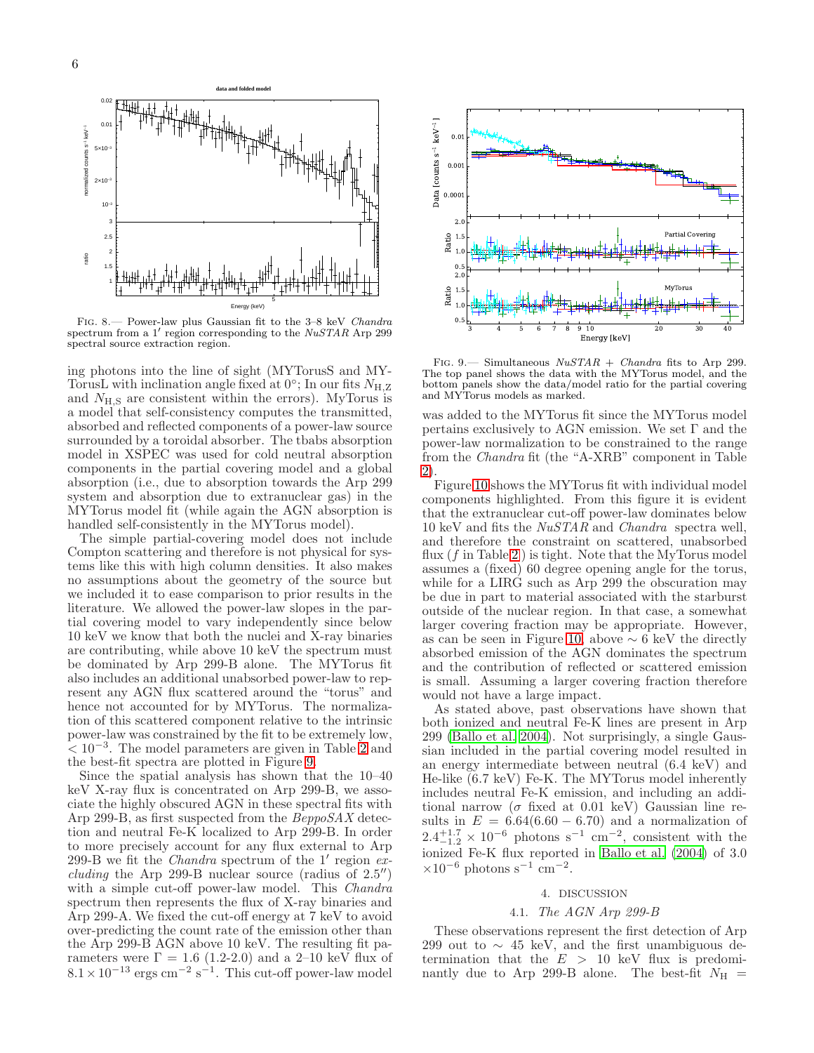FIG. 8.— Power-law plus Gaussian fit to the 3–8 keV *Chandra* spectrum from a 1′ region corresponding to the *NuSTAR* Arp 299 spectral source extraction region.

FIG. 9.— Simultaneous *NuSTAR* + *Chandra* fits to Arp 299. The top panel shows the data with the MYTorus model, and the bottom panels show the data/model ratio for the partial covering and MYTorus models as marked.

ing photons into the line of sight (MYTorusS and MYTorusL with inclination angle fixed at 0°; In our fits $N_{\rm H,Z}$ and $N_{\rm H,S}$ are consistent within the errors). MyTorus is a model that self-consistency computes the transmitted, absorbed and reflected components of a power-law source surrounded by a toroidal absorber. The tbabs absorption model in XSPEC was used for cold neutral absorption components in the partial covering model and a global absorption (i.e., due to absorption towards the Arp 299 system and absorption due to extranuclear gas) in the MYTorus model fit (while again the AGN absorption is handled self-consistently in the MYTorus model).

The simple partial-covering model does not include Compton scattering and therefore is not physical for systems like this with high column densities. It also makes no assumptions about the geometry of the source but we included it to ease comparison to prior results in the literature. We allowed the power-law slopes in the partial covering model to vary independently since below 10 keV we know that both the nuclei and X-ray binaries are contributing, while above 10 keV the spectrum must be dominated by Arp 299-B alone. The MYTorus fit also includes an additional unabsorbed power-law to represent any AGN flux scattered around the "torus" and hence not accounted for by MYTorus. The normalization of this scattered component relative to the intrinsic power-law was constrained by the fit to be extremely low, $< 10^{-3}$. The model parameters are given in Table 2 and the best-fit spectra are plotted in Figure 9.

Since the spatial analysis has shown that the 10–40 keV X-ray flux is concentrated on Arp 299-B, we associate the highly obscured AGN in these spectral fits with Arp 299-B, as first suspected from the *BeppoSAX* detection and neutral Fe-K localized to Arp 299-B. In order to more precisely account for any flux external to Arp 299-B we fit the *Chandra* spectrum of the 1′ region *excluding* the Arp 299-B nuclear source (radius of 2.5″) with a simple cut-off power-law model. This *Chandra* spectrum then represents the flux of X-ray binaries and Arp 299-A. We fixed the cut-off energy at 7 keV to avoid over-predicting the count rate of the emission other than the Arp 299-B AGN above 10 keV. The resulting fit parameters were $\Gamma = 1.6$ (1.2-2.0) and a 2–10 keV flux of $8.1 \times 10^{-13}$ ergs cm$^{-2}$ s$^{-1}$. This cut-off power-law model was added to the MYTorus fit since the MYTorus model pertains exclusively to AGN emission. We set $\Gamma$ and the power-law normalization to be constrained to the range from the *Chandra* fit (the "A-XRB" component in Table 2).

Figure 10 shows the MYTorus fit with individual model components highlighted. From this figure it is evident that the extranuclear cut-off power-law dominates below 10 keV and fits the *NuSTAR* and *Chandra* spectra well, and therefore the constraint on scattered, unabsorbed flux ($f$ in Table 2) is tight. Note that the MyTorus model assumes a (fixed) 60 degree opening angle for the torus, while for a LIRG such as Arp 299 the obscuration may be due in part to material associated with the starburst outside of the nuclear region. In that case, a somewhat larger covering fraction may be appropriate. However, as can be seen in Figure 10, above $\sim 6$ keV the directly absorbed emission of the AGN dominates the spectrum and the contribution of reflected or scattered emission is small. Assuming a larger covering fraction therefore would not have a large impact.

As stated above, past observations have shown that both ionized and neutral Fe-K lines are present in Arp 299 (Ballo et al. 2004). Not surprisingly, a single Gaussian included in the partial covering model resulted in an energy intermediate between neutral (6.4 keV) and He-like (6.7 keV) Fe-K. The MYTorus model inherently includes neutral Fe-K emission, and including an additional narrow ($\sigma$ fixed at 0.01 keV) Gaussian line results in $E = 6.64(6.60 - 6.70)$ and a normalization of $2.4^{+1.7}_{-1.2} \times 10^{-6}$ photons s$^{-1}$ cm$^{-2}$, consistent with the ionized Fe-K flux reported in Ballo et al. (2004) of 3.0 $\times 10^{-6}$ photons s$^{-1}$ cm$^{-2}$.

## 4. DISCUSSION

### 4.1. *The AGN Arp 299-B*

These observations represent the first detection of Arp 299 out to $\sim 45$ keV, and the first unambiguous determination that the $E > 10$ keV flux is predominantly due to Arp 299-B alone. The best-fit $N_{\rm H}$ =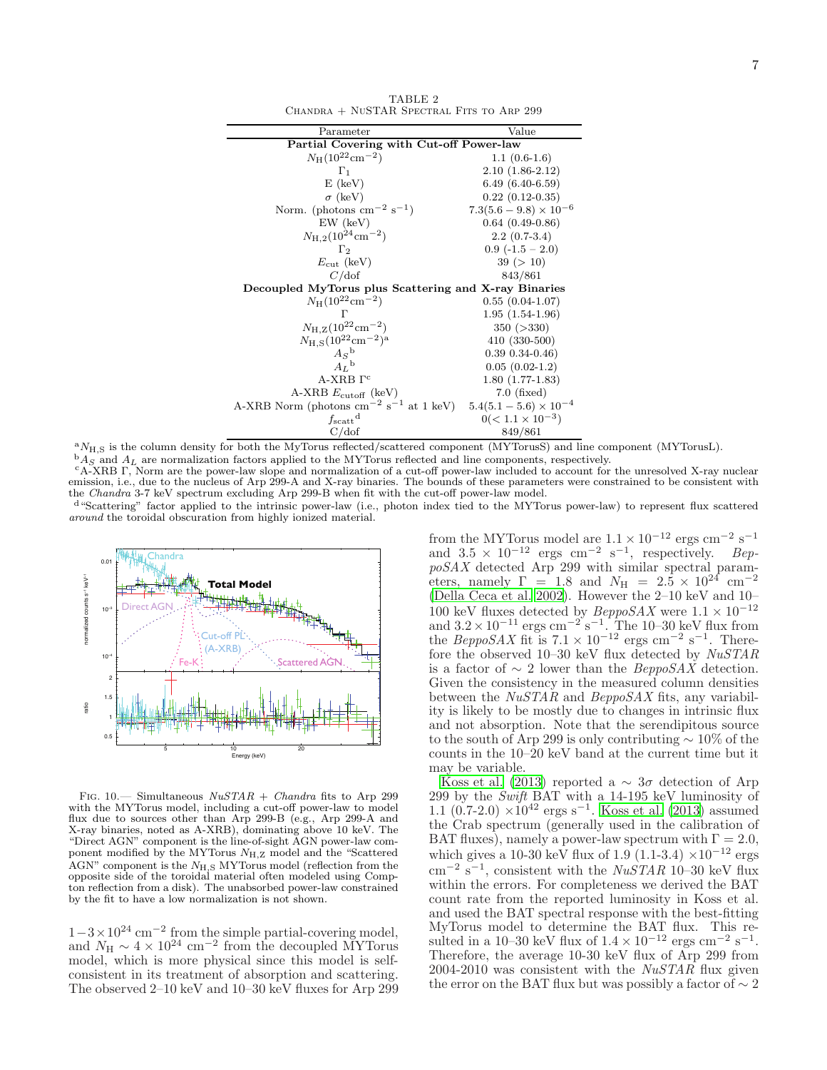TABLE 2
CHANDRA + NuSTAR SPECTRAL FITS TO ARP 299

| Parameter | Value |
|---|---|
| **Partial Covering with Cut-off Power-law** | |
| $N_{\rm H}(10^{22}{\rm cm}^{-2})$ | 1.1 (0.6-1.6) |
| $\Gamma_1$ | 2.10 (1.86-2.12) |
| E (keV) | 6.49 (6.40-6.59) |
| $\sigma$ (keV) | 0.22 (0.12-0.35) |
| Norm. (photons cm$^{-2}$ s$^{-1}$) | $7.3(5.6-9.8)\times10^{-6}$ |
| EW (keV) | 0.64 (0.49-0.86) |
| $N_{\rm H,2}(10^{24}{\rm cm}^{-2})$ | 2.2 (0.7-3.4) |
| $\Gamma_2$ | 0.9 (-1.5 – 2.0) |
| $E_{\rm cut}$ (keV) | 39 (> 10) |
| $C$/dof | 843/861 |
| **Decoupled MyTorus plus Scattering and X-ray Binaries** | |
| $N_{\rm H}(10^{22}{\rm cm}^{-2})$ | 0.55 (0.04-1.07) |
| $\Gamma$ | 1.95 (1.54-1.96) |
| $N_{\rm H,Z}(10^{22}{\rm cm}^{-2})$ | 350 (>330) |
| $N_{\rm H,S}(10^{22}{\rm cm}^{-2})$[a] | 410 (330-500) |
| $A_S$[b] | 0.39 0.34-0.46) |
| $A_L$[b] | 0.05 (0.02-1.2) |
| A-XRB $\Gamma$[c] | 1.80 (1.77-1.83) |
| A-XRB $E_{\rm cutoff}$ (keV) | 7.0 (fixed) |
| A-XRB Norm (photons cm$^{-2}$ s$^{-1}$ at 1 keV) | $5.4(5.1-5.6)\times10^{-4}$ |
| $f_{\rm scatt}$[d] | $0(<1.1\times10^{-3})$ |
| C/dof | 849/861 |

[a] $N_{\rm H,S}$ is the column density for both the MyTorus reflected/scattered component (MYTorusS) and line component (MYTorusL).
[b] $A_S$ and $A_L$ are normalization factors applied to the MYTorus reflected and line components, respectively.
[c] A-XRB $\Gamma$, Norm are the power-law slope and normalization of a cut-off power-law included to account for the unresolved X-ray nuclear emission, i.e., due to the nucleus of Arp 299-A and X-ray binaries. The bounds of these parameters were constrained to be consistent with the *Chandra* 3-7 keV spectrum excluding Arp 299-B when fit with the cut-off power-law model.
[d] "Scattering" factor applied to the intrinsic power-law (i.e., photon index tied to the MYTorus power-law) to represent flux scattered *around* the toroidal obscuration from highly ionized material.

FIG. 10.— Simultaneous *NuSTAR* + *Chandra* fits to Arp 299 with the MYTorus model, including a cut-off power-law to model flux due to sources other than Arp 299-B (e.g., Arp 299-A and X-ray binaries, noted as A-XRB), dominating above 10 keV. The "Direct AGN" component is the line-of-sight AGN power-law component modified by the MYTorus $N_{\rm H,Z}$ model and the "Scattered AGN" component is the $N_{\rm H,S}$ MYTorus model (reflection from the opposite side of the toroidal material often modeled using Compton reflection from a disk). The unabsorbed power-law constrained by the fit to have a low normalization is not shown.

$1-3\times10^{24}$ cm$^{-2}$ from the simple partial-covering model, and $N_{\rm H}\sim4\times10^{24}$ cm$^{-2}$ from the decoupled MYTorus model, which is more physical since this model is self-consistent in its treatment of absorption and scattering. The observed 2–10 keV and 10–30 keV fluxes for Arp 299 from the MYTorus model are $1.1\times10^{-12}$ ergs cm$^{-2}$ s$^{-1}$ and $3.5\times10^{-12}$ ergs cm$^{-2}$ s$^{-1}$, respectively. *BeppoSAX* detected Arp 299 with similar spectral parameters, namely $\Gamma=1.8$ and $N_{\rm H}=2.5\times10^{24}$ cm$^{-2}$ (Della Ceca et al. 2002). However the 2–10 keV and 10–100 keV fluxes detected by *BeppoSAX* were $1.1\times10^{-12}$ and $3.2\times10^{-11}$ ergs cm$^{-2}$ s$^{-1}$. The 10–30 keV flux from the *BeppoSAX* fit is $7.1\times10^{-12}$ ergs cm$^{-2}$ s$^{-1}$. Therefore the observed 10–30 keV flux detected by *NuSTAR* is a factor of $\sim2$ lower than the *BeppoSAX* detection. Given the consistency in the measured column densities between the *NuSTAR* and *BeppoSAX* fits, any variability is likely to be mostly due to changes in intrinsic flux and not absorption. Note that the serendipitous source to the south of Arp 299 is only contributing $\sim10$% of the counts in the 10–20 keV band at the current time but it may be variable.

Koss et al. (2013) reported a $\sim3\sigma$ detection of Arp 299 by the *Swift* BAT with a 14-195 keV luminosity of 1.1 (0.7-2.0) $\times10^{42}$ ergs s$^{-1}$. Koss et al. (2013) assumed the Crab spectrum (generally used in the calibration of BAT fluxes), namely a power-law spectrum with $\Gamma=2.0$, which gives a 10-30 keV flux of 1.9 (1.1-3.4) $\times10^{-12}$ ergs cm$^{-2}$ s$^{-1}$, consistent with the *NuSTAR* 10–30 keV flux within the errors. For completeness we derived the BAT count rate from the reported luminosity in Koss et al. and used the BAT spectral response with the best-fitting MyTorus model to determine the BAT flux. This resulted in a 10–30 keV flux of $1.4\times10^{-12}$ ergs cm$^{-2}$ s$^{-1}$. Therefore, the average 10-30 keV flux of Arp 299 from 2004-2010 was consistent with the *NuSTAR* flux given the error on the BAT flux but was possibly a factor of $\sim2$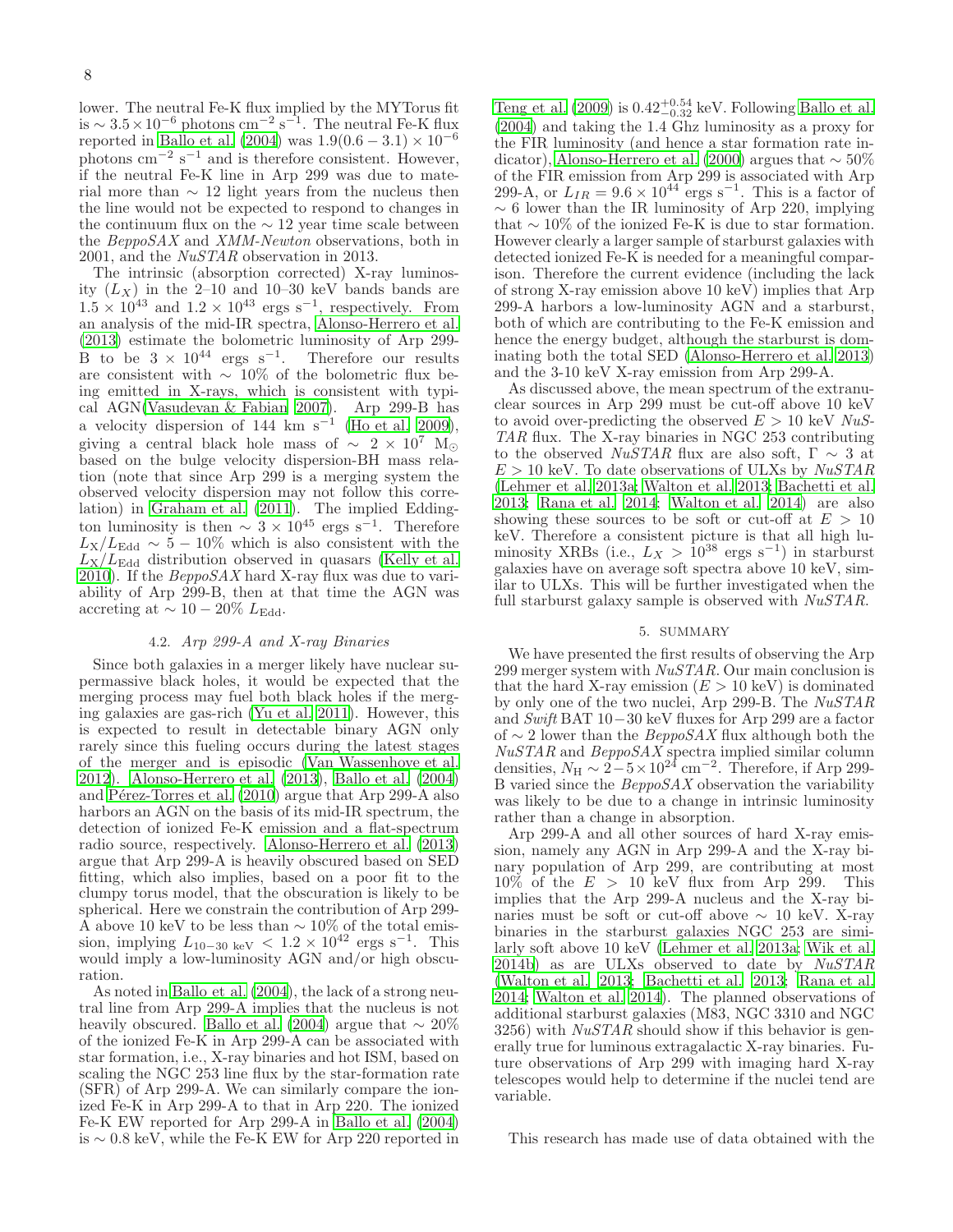lower. The neutral Fe-K flux implied by the MYTorus fit is $\sim 3.5 \times 10^{-6}$ photons cm$^{-2}$ s$^{-1}$. The neutral Fe-K flux reported in Ballo et al. (2004) was $1.9(0.6-3.1) \times 10^{-6}$ photons cm$^{-2}$ s$^{-1}$ and is therefore consistent. However, if the neutral Fe-K line in Arp 299 was due to material more than $\sim$ 12 light years from the nucleus then the line would not be expected to respond to changes in the continuum flux on the $\sim$ 12 year time scale between the *BeppoSAX* and *XMM-Newton* observations, both in 2001, and the *NuSTAR* observation in 2013.

The intrinsic (absorption corrected) X-ray luminosity ($L_X$) in the 2–10 and 10–30 keV bands bands are $1.5 \times 10^{43}$ and $1.2 \times 10^{43}$ ergs s$^{-1}$, respectively. From an analysis of the mid-IR spectra, Alonso-Herrero et al. (2013) estimate the bolometric luminosity of Arp 299-B to be $3 \times 10^{44}$ ergs s$^{-1}$. Therefore our results are consistent with $\sim$ 10% of the bolometric flux being emitted in X-rays, which is consistent with typical AGN(Vasudevan & Fabian 2007). Arp 299-B has a velocity dispersion of 144 km s$^{-1}$ (Ho et al. 2009), giving a central black hole mass of $\sim 2 \times 10^{7}$ M$_\odot$ based on the bulge velocity dispersion-BH mass relation (note that since Arp 299 is a merging system the observed velocity dispersion may not follow this correlation) in Graham et al. (2011). The implied Eddington luminosity is then $\sim 3 \times 10^{45}$ ergs s$^{-1}$. Therefore $L_{\rm X}/L_{\rm Edd} \sim 5-10\%$ which is also consistent with the $L_{\rm X}/L_{\rm Edd}$ distribution observed in quasars (Kelly et al. 2010). If the *BeppoSAX* hard X-ray flux was due to variability of Arp 299-B, then at that time the AGN was accreting at $\sim 10-20\%$ $L_{\rm Edd}$.

### 4.2. *Arp 299-A and X-ray Binaries*

Since both galaxies in a merger likely have nuclear supermassive black holes, it would be expected that the merging process may fuel both black holes if the merging galaxies are gas-rich (Yu et al. 2011). However, this is expected to result in detectable binary AGN only rarely since this fueling occurs during the latest stages of the merger and is episodic (Van Wassenhove et al. 2012). Alonso-Herrero et al. (2013), Ballo et al. (2004) and Pérez-Torres et al. (2010) argue that Arp 299-A also harbors an AGN on the basis of its mid-IR spectrum, the detection of ionized Fe-K emission and a flat-spectrum radio source, respectively. Alonso-Herrero et al. (2013) argue that Arp 299-A is heavily obscured based on SED fitting, which also implies, based on a poor fit to the clumpy torus model, that the obscuration is likely to be spherical. Here we constrain the contribution of Arp 299-A above 10 keV to be less than $\sim$ 10% of the total emission, implying $L_{10-30 \text{ keV}} < 1.2 \times 10^{42}$ ergs s$^{-1}$. This would imply a low-luminosity AGN and/or high obscuration.

As noted in Ballo et al. (2004), the lack of a strong neutral line from Arp 299-A implies that the nucleus is not heavily obscured. Ballo et al. (2004) argue that $\sim$ 20% of the ionized Fe-K in Arp 299-A can be associated with star formation, i.e., X-ray binaries and hot ISM, based on scaling the NGC 253 line flux by the star-formation rate (SFR) of Arp 299-A. We can similarly compare the ionized Fe-K in Arp 299-A to that in Arp 220. The ionized Fe-K EW reported for Arp 299-A in Ballo et al. (2004) is $\sim$ 0.8 keV, while the Fe-K EW for Arp 220 reported in Teng et al. (2009) is $0.42^{+0.54}_{-0.32}$ keV. Following Ballo et al. (2004) and taking the 1.4 Ghz luminosity as a proxy for the FIR luminosity (and hence a star formation rate indicator), Alonso-Herrero et al. (2000) argues that $\sim$ 50% of the FIR emission from Arp 299 is associated with Arp 299-A, or $L_{IR} = 9.6 \times 10^{44}$ ergs s$^{-1}$. This is a factor of $\sim$ 6 lower than the IR luminosity of Arp 220, implying that $\sim$ 10% of the ionized Fe-K is due to star formation. However clearly a larger sample of starburst galaxies with detected ionized Fe-K is needed for a meaningful comparison. Therefore the current evidence (including the lack of strong X-ray emission above 10 keV) implies that Arp 299-A harbors a low-luminosity AGN and a starburst, both of which are contributing to the Fe-K emission and hence the energy budget, although the starburst is dominating both the total SED (Alonso-Herrero et al. 2013) and the 3-10 keV X-ray emission from Arp 299-A.

As discussed above, the mean spectrum of the extranuclear sources in Arp 299 must be cut-off above 10 keV to avoid over-predicting the observed $E > 10$ keV *NuSTAR* flux. The X-ray binaries in NGC 253 contributing to the observed *NuSTAR* flux are also soft, $\Gamma \sim 3$ at $E > 10$ keV. To date observations of ULXs by *NuSTAR* (Lehmer et al. 2013a; Walton et al. 2013; Bachetti et al. 2013; Rana et al. 2014; Walton et al. 2014) are also showing these sources to be soft or cut-off at $E > 10$ keV. Therefore a consistent picture is that all high luminosity XRBs (i.e., $L_X > 10^{38}$ ergs s$^{-1}$) in starburst galaxies have on average soft spectra above 10 keV, similar to ULXs. This will be further investigated when the full starburst galaxy sample is observed with *NuSTAR*.

## 5. SUMMARY

We have presented the first results of observing the Arp 299 merger system with *NuSTAR*. Our main conclusion is that the hard X-ray emission ($E > 10$ keV) is dominated by only one of the two nuclei, Arp 299-B. The *NuSTAR* and *Swift* BAT 10 − 30 keV fluxes for Arp 299 are a factor of $\sim$ 2 lower than the *BeppoSAX* flux although both the *NuSTAR* and *BeppoSAX* spectra implied similar column densities, $N_{\rm H} \sim 2-5 \times 10^{24}$ cm$^{-2}$. Therefore, if Arp 299-B varied since the *BeppoSAX* observation the variability was likely to be due to a change in intrinsic luminosity rather than a change in absorption.

Arp 299-A and all other sources of hard X-ray emission, namely any AGN in Arp 299-A and the X-ray binary population of Arp 299, are contributing at most 10% of the $E > 10$ keV flux from Arp 299. This implies that the Arp 299-A nucleus and the X-ray binaries must be soft or cut-off above $\sim$ 10 keV. X-ray binaries in the starburst galaxies NGC 253 are similarly soft above 10 keV (Lehmer et al. 2013a; Wik et al. 2014b) as are ULXs observed to date by *NuSTAR* (Walton et al. 2013; Bachetti et al. 2013; Rana et al. 2014; Walton et al. 2014). The planned observations of additional starburst galaxies (M83, NGC 3310 and NGC 3256) with *NuSTAR* should show if this behavior is generally true for luminous extragalactic X-ray binaries. Future observations of Arp 299 with imaging hard X-ray telescopes would help to determine if the nuclei tend are variable.

This research has made use of data obtained with the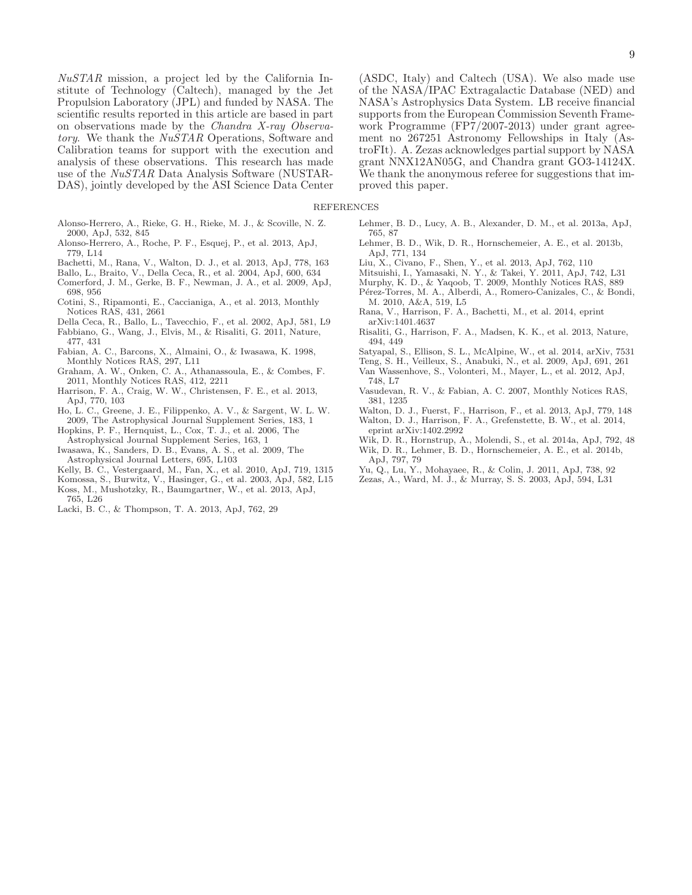*NuSTAR* mission, a project led by the California Institute of Technology (Caltech), managed by the Jet Propulsion Laboratory (JPL) and funded by NASA. The scientific results reported in this article are based in part on observations made by the *Chandra X-ray Observatory*. We thank the *NuSTAR* Operations, Software and Calibration teams for support with the execution and analysis of these observations. This research has made use of the *NuSTAR* Data Analysis Software (NUSTARDAS), jointly developed by the ASI Science Data Center (ASDC, Italy) and Caltech (USA). We also made use of the NASA/IPAC Extragalactic Database (NED) and NASA's Astrophysics Data System. LB receive financial supports from the European Commission Seventh Framework Programme (FP7/2007-2013) under grant agreement no 267251 Astronomy Fellowships in Italy (AstroFIt). A. Zezas acknowledges partial support by NASA grant NNX12AN05G, and Chandra grant GO3-14124X. We thank the anonymous referee for suggestions that improved this paper.

## REFERENCES

Alonso-Herrero, A., Rieke, G. H., Rieke, M. J., & Scoville, N. Z. 2000, ApJ, 532, 845
Alonso-Herrero, A., Roche, P. F., Esquej, P., et al. 2013, ApJ, 779, L14
Bachetti, M., Rana, V., Walton, D. J., et al. 2013, ApJ, 778, 163
Ballo, L., Braito, V., Della Ceca, R., et al. 2004, ApJ, 600, 634
Comerford, J. M., Gerke, B. F., Newman, J. A., et al. 2009, ApJ, 698, 956
Cotini, S., Ripamonti, E., Caccianiga, A., et al. 2013, Monthly Notices RAS, 431, 2661
Della Ceca, R., Ballo, L., Tavecchio, F., et al. 2002, ApJ, 581, L9
Fabbiano, G., Wang, J., Elvis, M., & Risaliti, G. 2011, Nature, 477, 431
Fabian, A. C., Barcons, X., Almaini, O., & Iwasawa, K. 1998, Monthly Notices RAS, 297, L11
Graham, A. W., Onken, C. A., Athanassoula, E., & Combes, F. 2011, Monthly Notices RAS, 412, 2211
Harrison, F. A., Craig, W. W., Christensen, F. E., et al. 2013, ApJ, 770, 103
Ho, L. C., Greene, J. E., Filippenko, A. V., & Sargent, W. L. W. 2009, The Astrophysical Journal Supplement Series, 183, 1
Hopkins, P. F., Hernquist, L., Cox, T. J., et al. 2006, The Astrophysical Journal Supplement Series, 163, 1
Iwasawa, K., Sanders, D. B., Evans, A. S., et al. 2009, The Astrophysical Journal Letters, 695, L103
Kelly, B. C., Vestergaard, M., Fan, X., et al. 2010, ApJ, 719, 1315
Komossa, S., Burwitz, V., Hasinger, G., et al. 2003, ApJ, 582, L15
Koss, M., Mushotzky, R., Baumgartner, W., et al. 2013, ApJ, 765, L26
Lacki, B. C., & Thompson, T. A. 2013, ApJ, 762, 29
Lehmer, B. D., Lucy, A. B., Alexander, D. M., et al. 2013a, ApJ, 765, 87
Lehmer, B. D., Wik, D. R., Hornschemeier, A. E., et al. 2013b, ApJ, 771, 134
Liu, X., Civano, F., Shen, Y., et al. 2013, ApJ, 762, 110
Mitsuishi, I., Yamasaki, N. Y., & Takei, Y. 2011, ApJ, 742, L31
Murphy, K. D., & Yaqoob, T. 2009, Monthly Notices RAS, 889
Pérez-Torres, M. A., Alberdi, A., Romero-Canizales, C., & Bondi, M. 2010, A&A, 519, L5
Rana, V., Harrison, F. A., Bachetti, M., et al. 2014, eprint arXiv:1401.4637
Risaliti, G., Harrison, F. A., Madsen, K. K., et al. 2013, Nature, 494, 449
Satyapal, S., Ellison, S. L., McAlpine, W., et al. 2014, arXiv, 7531
Teng, S. H., Veilleux, S., Anabuki, N., et al. 2009, ApJ, 691, 261
Van Wassenhove, S., Volonteri, M., Mayer, L., et al. 2012, ApJ, 748, L7
Vasudevan, R. V., & Fabian, A. C. 2007, Monthly Notices RAS, 381, 1235
Walton, D. J., Fuerst, F., Harrison, F., et al. 2013, ApJ, 779, 148
Walton, D. J., Harrison, F. A., Grefenstette, B. W., et al. 2014, eprint arXiv:1402.2992
Wik, D. R., Hornstrup, A., Molendi, S., et al. 2014a, ApJ, 792, 48
Wik, D. R., Lehmer, B. D., Hornschemeier, A. E., et al. 2014b, ApJ, 797, 79
Yu, Q., Lu, Y., Mohayaee, R., & Colin, J. 2011, ApJ, 738, 92
Zezas, A., Ward, M. J., & Murray, S. S. 2003, ApJ, 594, L31